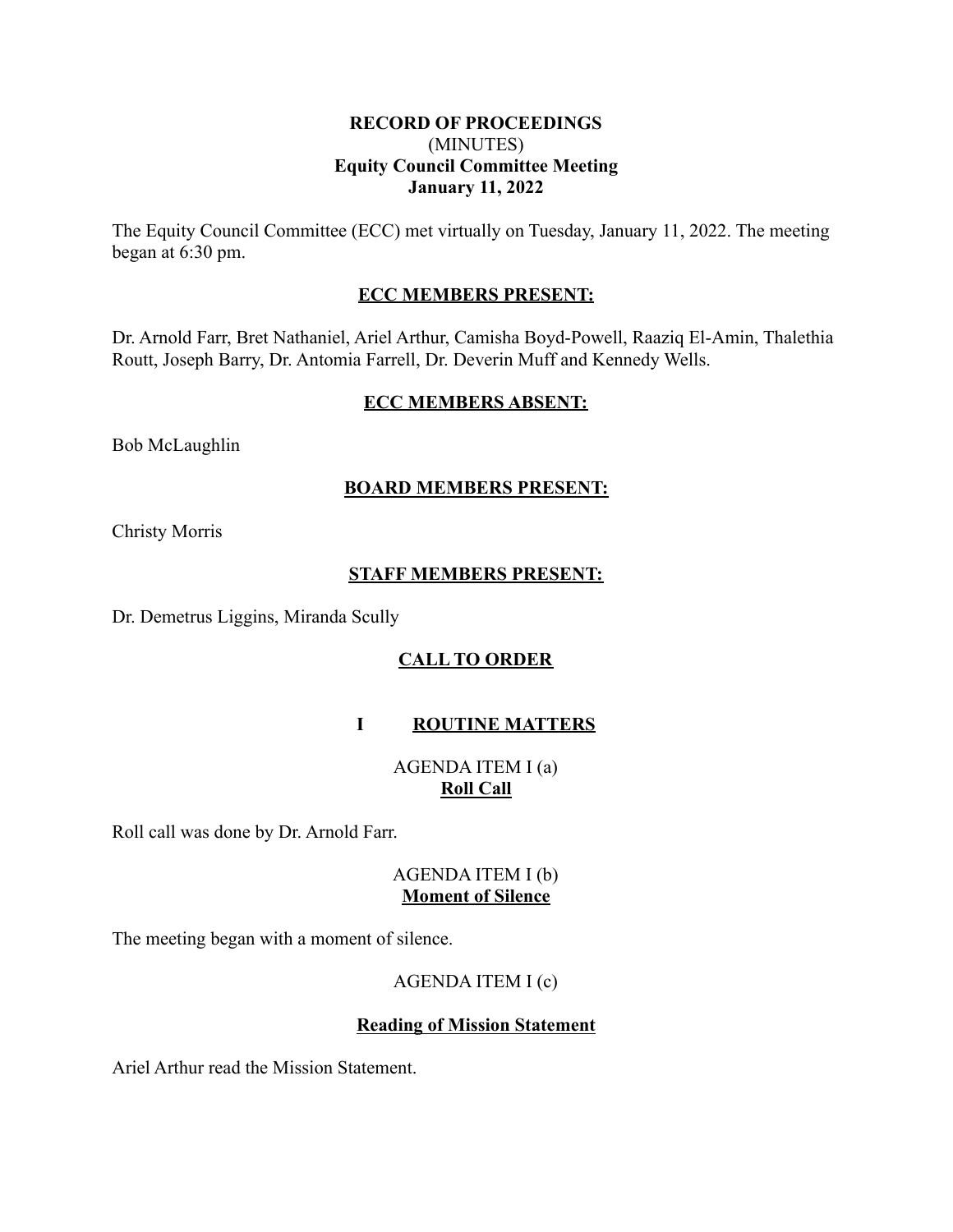**RECORD OF PROCEEDINGS**
(MINUTES)
**Equity Council Committee Meeting**
**January 11, 2022**

The Equity Council Committee (ECC) met virtually on Tuesday, January 11, 2022. The meeting began at 6:30 pm.

**ECC MEMBERS PRESENT:**

Dr. Arnold Farr, Bret Nathaniel, Ariel Arthur, Camisha Boyd-Powell, Raaziq El-Amin, Thalethia Routt, Joseph Barry, Dr. Antomia Farrell, Dr. Deverin Muff and Kennedy Wells.

**ECC MEMBERS ABSENT:**

Bob McLaughlin

**BOARD MEMBERS PRESENT:**

Christy Morris

**STAFF MEMBERS PRESENT:**

Dr. Demetrus Liggins, Miranda Scully

**CALL TO ORDER**

## I ROUTINE MATTERS

AGENDA ITEM I (a)
**Roll Call**

Roll call was done by Dr. Arnold Farr.

AGENDA ITEM I (b)
**Moment of Silence**

The meeting began with a moment of silence.

AGENDA ITEM I (c)

**Reading of Mission Statement**

Ariel Arthur read the Mission Statement.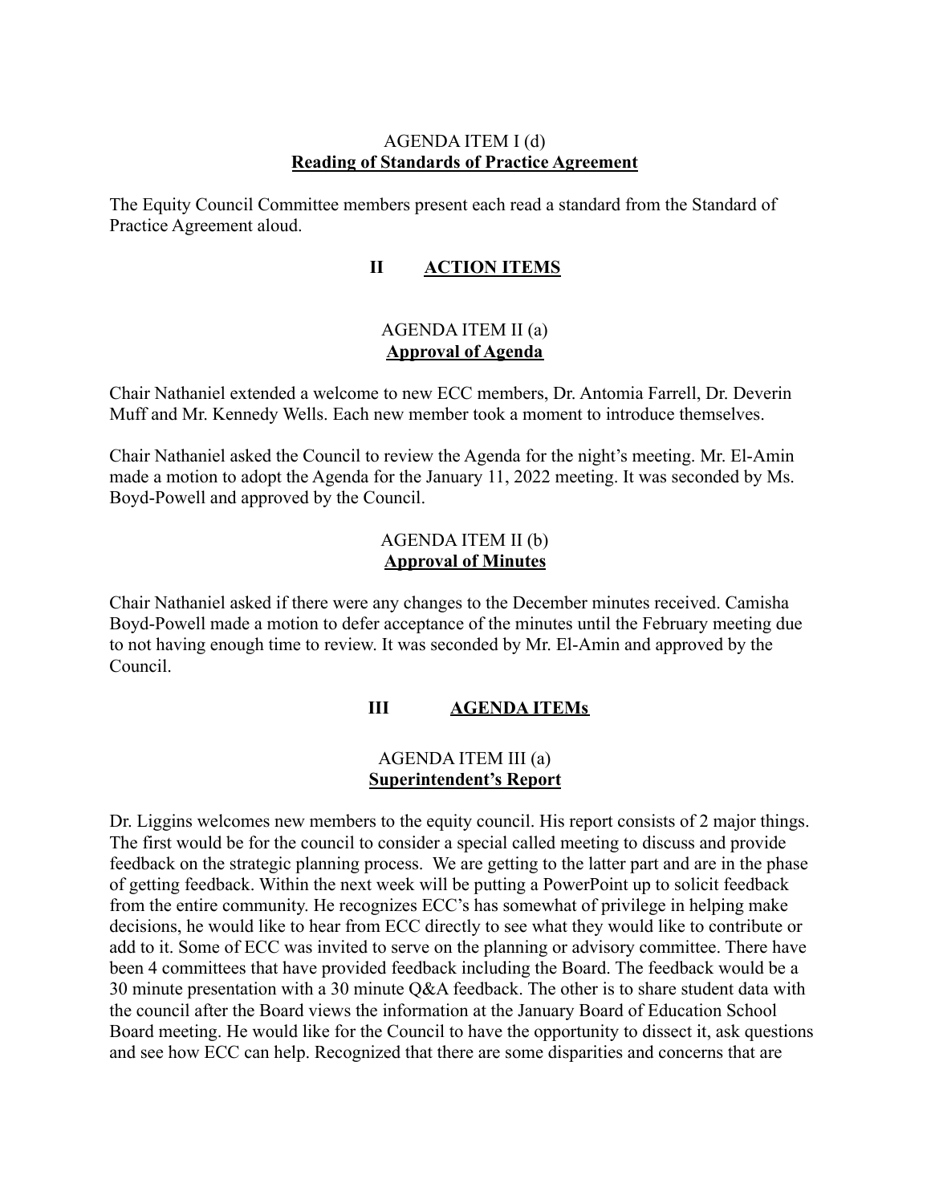AGENDA ITEM I (d)

**Reading of Standards of Practice Agreement**

The Equity Council Committee members present each read a standard from the Standard of Practice Agreement aloud.

## II ACTION ITEMS

AGENDA ITEM II (a)

**Approval of Agenda**

Chair Nathaniel extended a welcome to new ECC members, Dr. Antomia Farrell, Dr. Deverin Muff and Mr. Kennedy Wells. Each new member took a moment to introduce themselves.

Chair Nathaniel asked the Council to review the Agenda for the night's meeting. Mr. El-Amin made a motion to adopt the Agenda for the January 11, 2022 meeting. It was seconded by Ms. Boyd-Powell and approved by the Council.

AGENDA ITEM II (b)

**Approval of Minutes**

Chair Nathaniel asked if there were any changes to the December minutes received. Camisha Boyd-Powell made a motion to defer acceptance of the minutes until the February meeting due to not having enough time to review. It was seconded by Mr. El-Amin and approved by the Council.

## III AGENDA ITEMs

AGENDA ITEM III (a)

**Superintendent's Report**

Dr. Liggins welcomes new members to the equity council. His report consists of 2 major things. The first would be for the council to consider a special called meeting to discuss and provide feedback on the strategic planning process. We are getting to the latter part and are in the phase of getting feedback. Within the next week will be putting a PowerPoint up to solicit feedback from the entire community. He recognizes ECC's has somewhat of privilege in helping make decisions, he would like to hear from ECC directly to see what they would like to contribute or add to it. Some of ECC was invited to serve on the planning or advisory committee. There have been 4 committees that have provided feedback including the Board. The feedback would be a 30 minute presentation with a 30 minute Q&A feedback. The other is to share student data with the council after the Board views the information at the January Board of Education School Board meeting. He would like for the Council to have the opportunity to dissect it, ask questions and see how ECC can help. Recognized that there are some disparities and concerns that are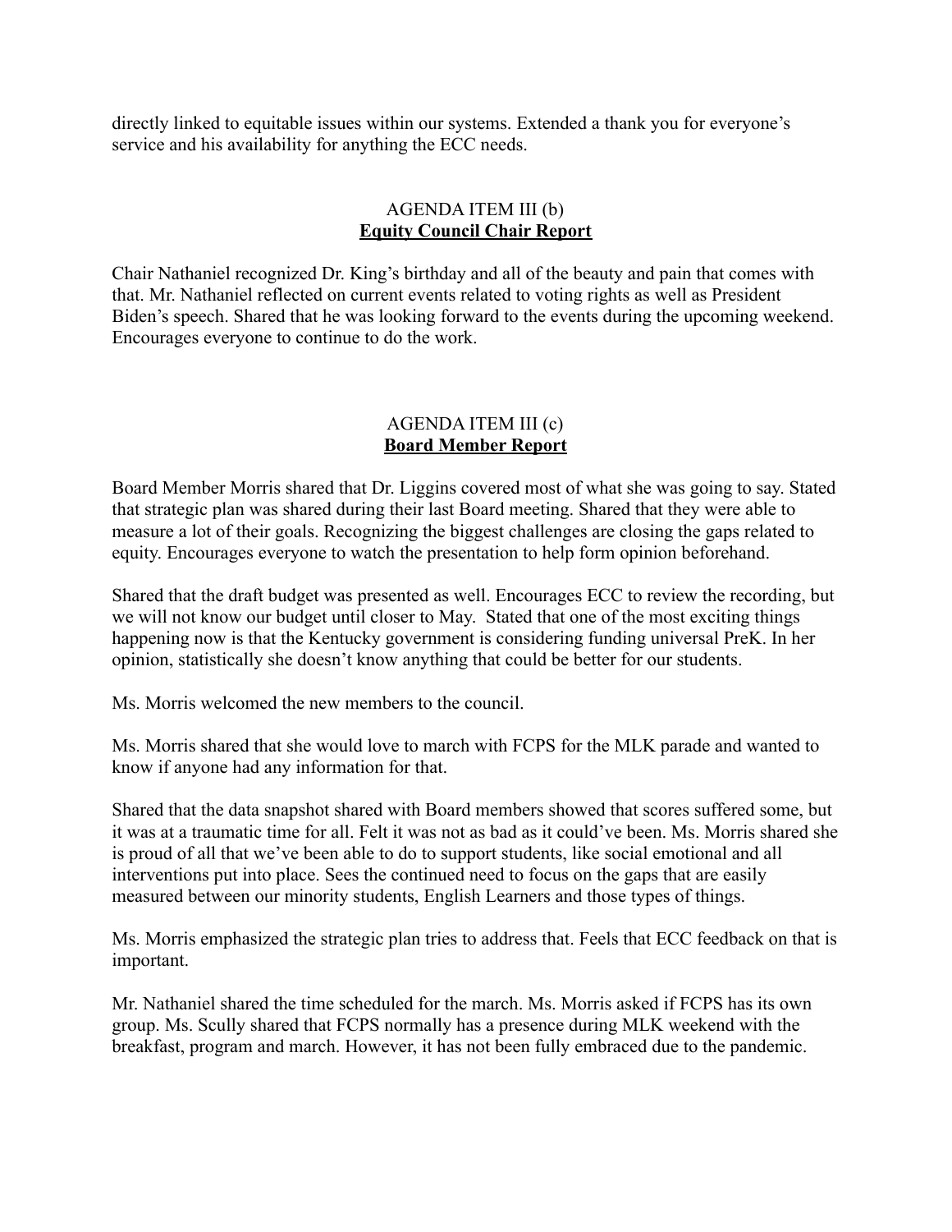directly linked to equitable issues within our systems. Extended a thank you for everyone's service and his availability for anything the ECC needs.

## AGENDA ITEM III (b)
## **Equity Council Chair Report**

Chair Nathaniel recognized Dr. King's birthday and all of the beauty and pain that comes with that. Mr. Nathaniel reflected on current events related to voting rights as well as President Biden's speech. Shared that he was looking forward to the events during the upcoming weekend. Encourages everyone to continue to do the work.

## AGENDA ITEM III (c)
## **Board Member Report**

Board Member Morris shared that Dr. Liggins covered most of what she was going to say. Stated that strategic plan was shared during their last Board meeting. Shared that they were able to measure a lot of their goals. Recognizing the biggest challenges are closing the gaps related to equity. Encourages everyone to watch the presentation to help form opinion beforehand.

Shared that the draft budget was presented as well. Encourages ECC to review the recording, but we will not know our budget until closer to May. Stated that one of the most exciting things happening now is that the Kentucky government is considering funding universal PreK. In her opinion, statistically she doesn't know anything that could be better for our students.

Ms. Morris welcomed the new members to the council.

Ms. Morris shared that she would love to march with FCPS for the MLK parade and wanted to know if anyone had any information for that.

Shared that the data snapshot shared with Board members showed that scores suffered some, but it was at a traumatic time for all. Felt it was not as bad as it could've been. Ms. Morris shared she is proud of all that we've been able to do to support students, like social emotional and all interventions put into place. Sees the continued need to focus on the gaps that are easily measured between our minority students, English Learners and those types of things.

Ms. Morris emphasized the strategic plan tries to address that. Feels that ECC feedback on that is important.

Mr. Nathaniel shared the time scheduled for the march. Ms. Morris asked if FCPS has its own group. Ms. Scully shared that FCPS normally has a presence during MLK weekend with the breakfast, program and march. However, it has not been fully embraced due to the pandemic.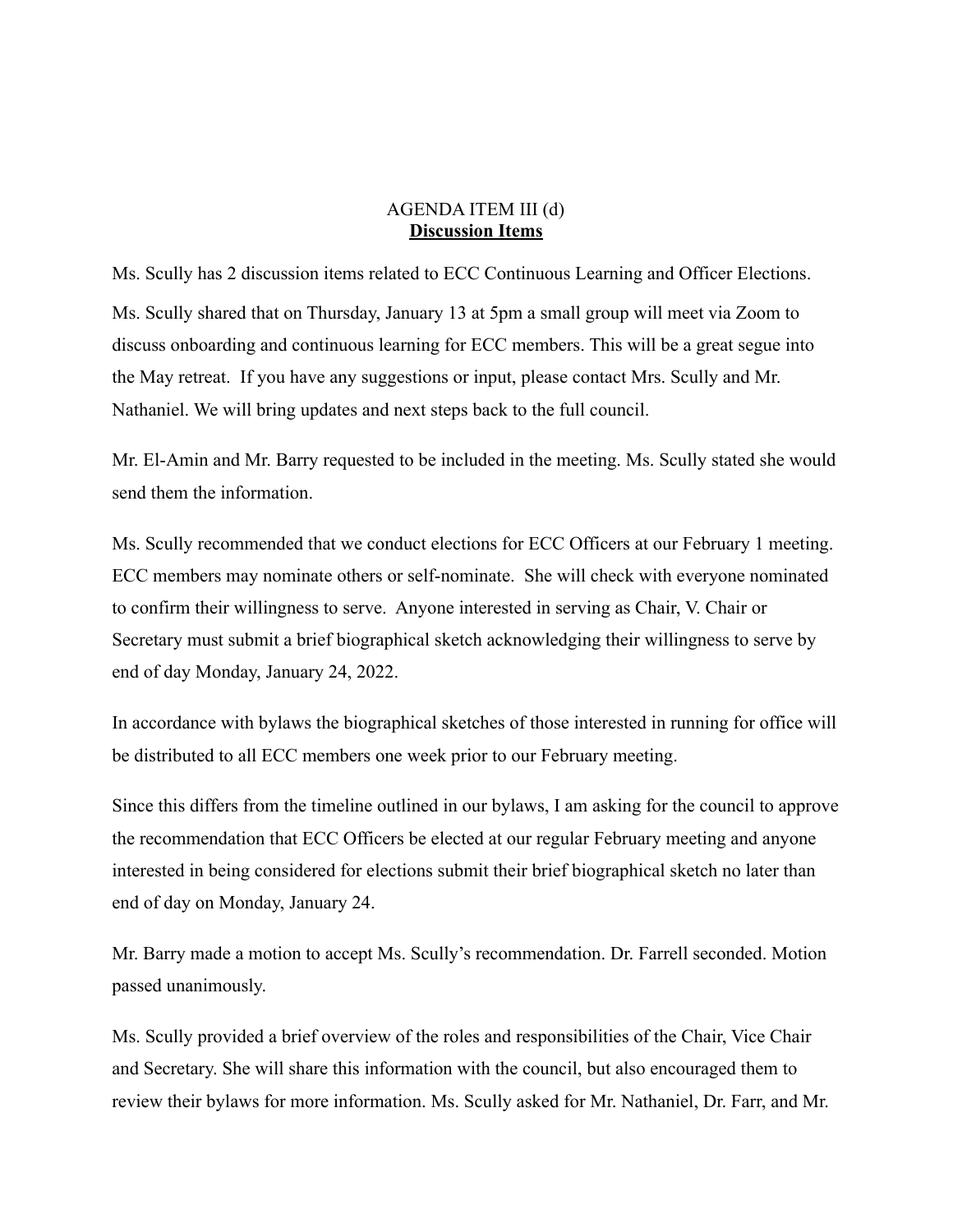AGENDA ITEM III (d)
**Discussion Items**

Ms. Scully has 2 discussion items related to ECC Continuous Learning and Officer Elections.

Ms. Scully shared that on Thursday, January 13 at 5pm a small group will meet via Zoom to discuss onboarding and continuous learning for ECC members. This will be a great segue into the May retreat. If you have any suggestions or input, please contact Mrs. Scully and Mr. Nathaniel. We will bring updates and next steps back to the full council.

Mr. El-Amin and Mr. Barry requested to be included in the meeting. Ms. Scully stated she would send them the information.

Ms. Scully recommended that we conduct elections for ECC Officers at our February 1 meeting. ECC members may nominate others or self-nominate. She will check with everyone nominated to confirm their willingness to serve. Anyone interested in serving as Chair, V. Chair or Secretary must submit a brief biographical sketch acknowledging their willingness to serve by end of day Monday, January 24, 2022.

In accordance with bylaws the biographical sketches of those interested in running for office will be distributed to all ECC members one week prior to our February meeting.

Since this differs from the timeline outlined in our bylaws, I am asking for the council to approve the recommendation that ECC Officers be elected at our regular February meeting and anyone interested in being considered for elections submit their brief biographical sketch no later than end of day on Monday, January 24.

Mr. Barry made a motion to accept Ms. Scully's recommendation. Dr. Farrell seconded. Motion passed unanimously.

Ms. Scully provided a brief overview of the roles and responsibilities of the Chair, Vice Chair and Secretary. She will share this information with the council, but also encouraged them to review their bylaws for more information. Ms. Scully asked for Mr. Nathaniel, Dr. Farr, and Mr.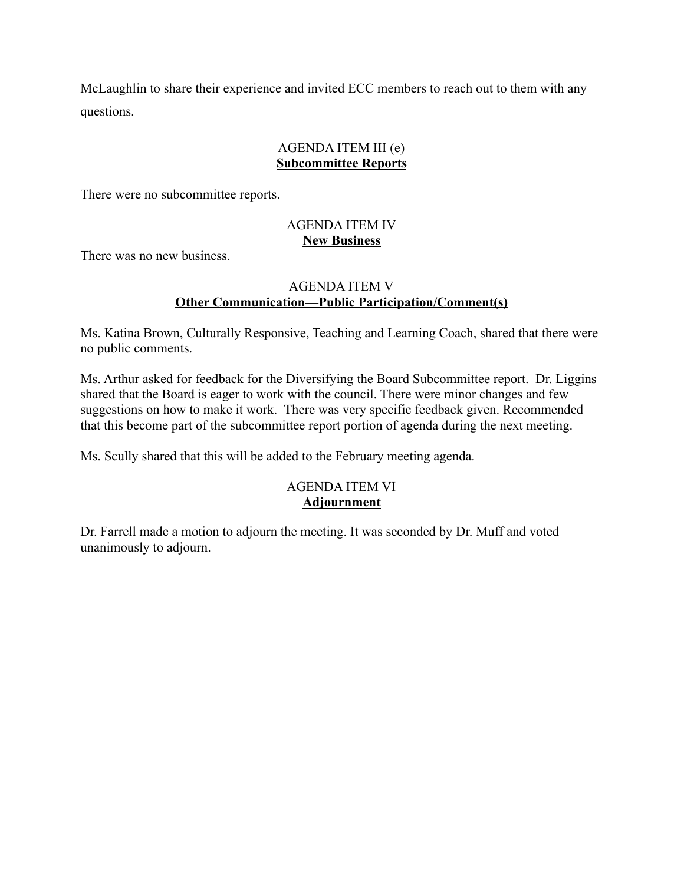McLaughlin to share their experience and invited ECC members to reach out to them with any questions.

## AGENDA ITEM III (e)
## **Subcommittee Reports**

There were no subcommittee reports.

## AGENDA ITEM IV
## **New Business**

There was no new business.

## AGENDA ITEM V
## **Other Communication—Public Participation/Comment(s)**

Ms. Katina Brown, Culturally Responsive, Teaching and Learning Coach, shared that there were no public comments.

Ms. Arthur asked for feedback for the Diversifying the Board Subcommittee report. Dr. Liggins shared that the Board is eager to work with the council. There were minor changes and few suggestions on how to make it work. There was very specific feedback given. Recommended that this become part of the subcommittee report portion of agenda during the next meeting.

Ms. Scully shared that this will be added to the February meeting agenda.

## AGENDA ITEM VI
## **Adjournment**

Dr. Farrell made a motion to adjourn the meeting. It was seconded by Dr. Muff and voted unanimously to adjourn.